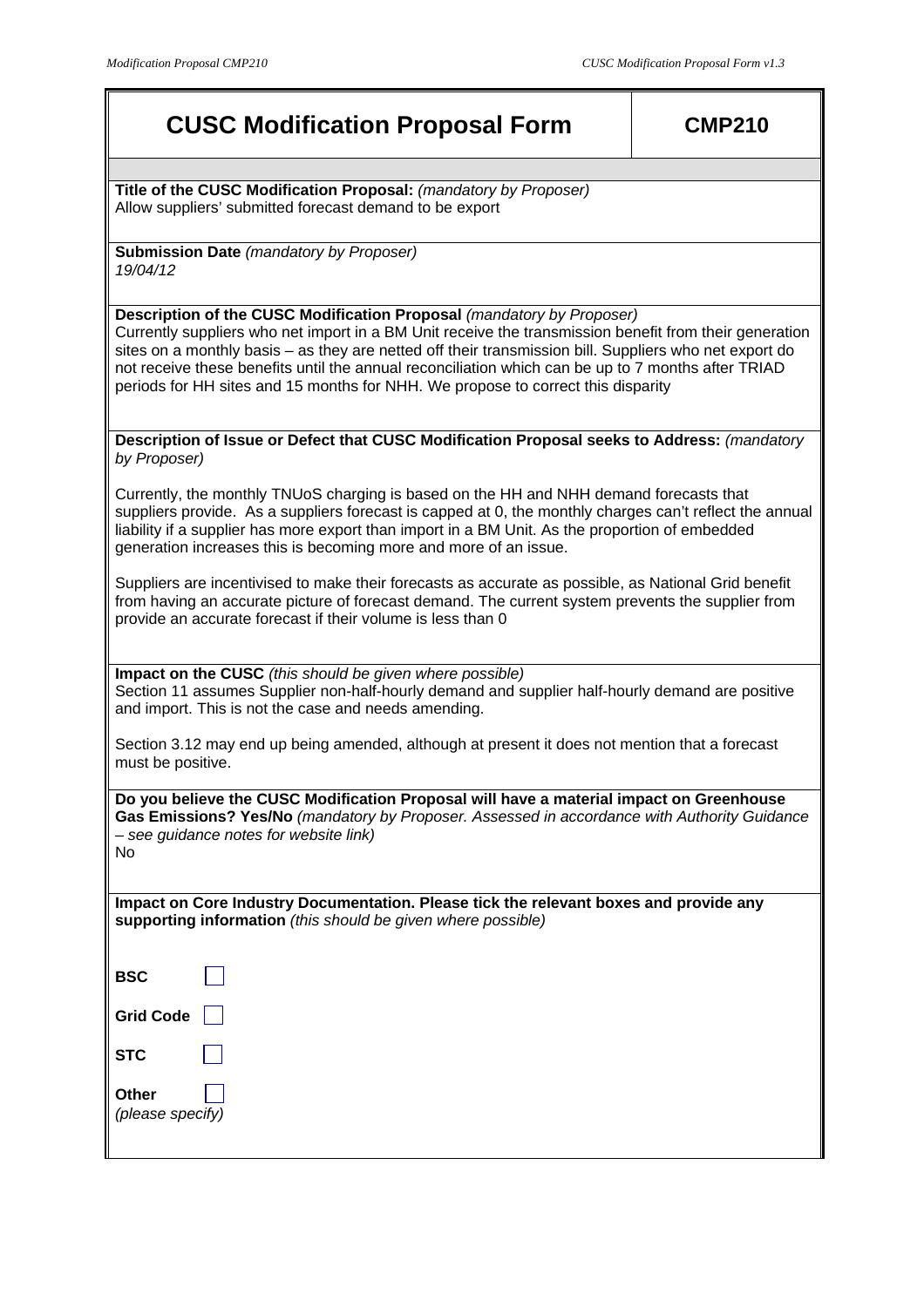# CUSC Modification Proposal Form — CMP210

**Title of the CUSC Modification Proposal:** *(mandatory by Proposer)*
Allow suppliers' submitted forecast demand to be export

**Submission Date** *(mandatory by Proposer)*
*19/04/12*

**Description of the CUSC Modification Proposal** *(mandatory by Proposer)*
Currently suppliers who net import in a BM Unit receive the transmission benefit from their generation sites on a monthly basis – as they are netted off their transmission bill. Suppliers who net export do not receive these benefits until the annual reconciliation which can be up to 7 months after TRIAD periods for HH sites and 15 months for NHH. We propose to correct this disparity

**Description of Issue or Defect that CUSC Modification Proposal seeks to Address:** *(mandatory by Proposer)*

Currently, the monthly TNUoS charging is based on the HH and NHH demand forecasts that suppliers provide. As a suppliers forecast is capped at 0, the monthly charges can't reflect the annual liability if a supplier has more export than import in a BM Unit. As the proportion of embedded generation increases this is becoming more and more of an issue.

Suppliers are incentivised to make their forecasts as accurate as possible, as National Grid benefit from having an accurate picture of forecast demand. The current system prevents the supplier from provide an accurate forecast if their volume is less than 0

**Impact on the CUSC** *(this should be given where possible)*
Section 11 assumes Supplier non-half-hourly demand and supplier half-hourly demand are positive and import. This is not the case and needs amending.

Section 3.12 may end up being amended, although at present it does not mention that a forecast must be positive.

**Do you believe the CUSC Modification Proposal will have a material impact on Greenhouse Gas Emissions? Yes/No** *(mandatory by Proposer. Assessed in accordance with Authority Guidance – see guidance notes for website link)*
No

**Impact on Core Industry Documentation. Please tick the relevant boxes and provide any supporting information** *(this should be given where possible)*

**BSC** ☐

**Grid Code** ☐

**STC** ☐

**Other** ☐
*(please specify)*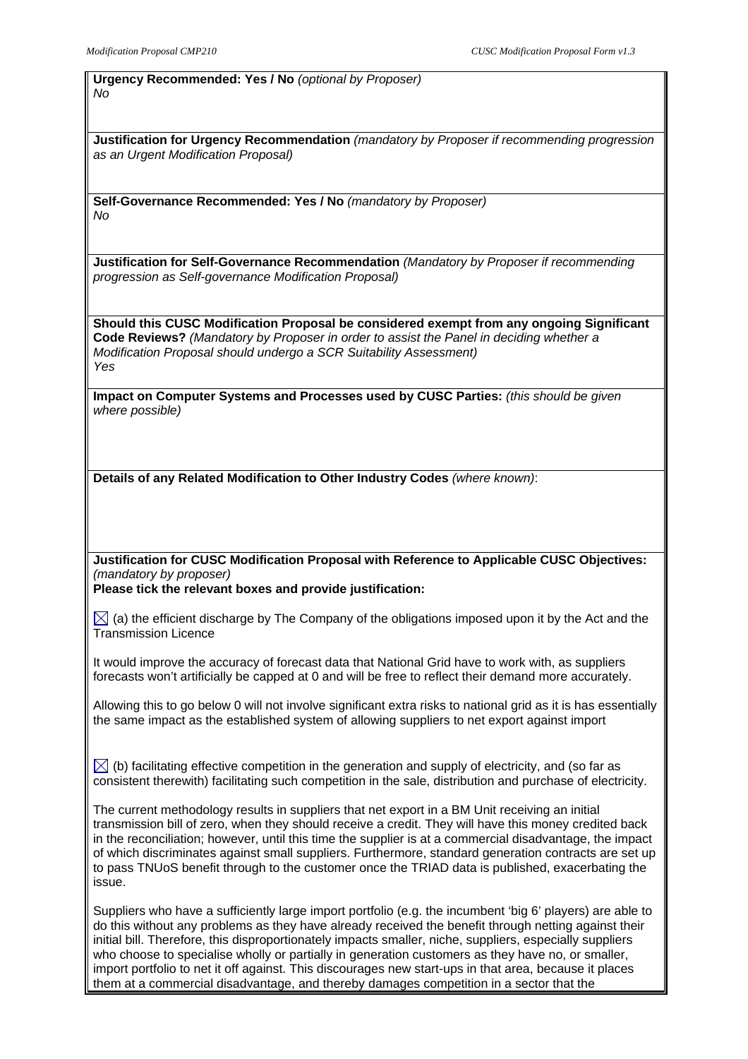**Urgency Recommended: Yes / No** *(optional by Proposer)*
*No*

**Justification for Urgency Recommendation** *(mandatory by Proposer if recommending progression as an Urgent Modification Proposal)*

**Self-Governance Recommended: Yes / No** *(mandatory by Proposer)*
*No*

**Justification for Self-Governance Recommendation** *(Mandatory by Proposer if recommending progression as Self-governance Modification Proposal)*

**Should this CUSC Modification Proposal be considered exempt from any ongoing Significant Code Reviews?** *(Mandatory by Proposer in order to assist the Panel in deciding whether a Modification Proposal should undergo a SCR Suitability Assessment)*
*Yes*

**Impact on Computer Systems and Processes used by CUSC Parties:** *(this should be given where possible)*

**Details of any Related Modification to Other Industry Codes** *(where known)*:

**Justification for CUSC Modification Proposal with Reference to Applicable CUSC Objectives:** *(mandatory by proposer)*
**Please tick the relevant boxes and provide justification:**

☒ (a) the efficient discharge by The Company of the obligations imposed upon it by the Act and the Transmission Licence

It would improve the accuracy of forecast data that National Grid have to work with, as suppliers forecasts won't artificially be capped at 0 and will be free to reflect their demand more accurately.

Allowing this to go below 0 will not involve significant extra risks to national grid as it is has essentially the same impact as the established system of allowing suppliers to net export against import

☒ (b) facilitating effective competition in the generation and supply of electricity, and (so far as consistent therewith) facilitating such competition in the sale, distribution and purchase of electricity.

The current methodology results in suppliers that net export in a BM Unit receiving an initial transmission bill of zero, when they should receive a credit. They will have this money credited back in the reconciliation; however, until this time the supplier is at a commercial disadvantage, the impact of which discriminates against small suppliers. Furthermore, standard generation contracts are set up to pass TNUoS benefit through to the customer once the TRIAD data is published, exacerbating the issue.

Suppliers who have a sufficiently large import portfolio (e.g. the incumbent 'big 6' players) are able to do this without any problems as they have already received the benefit through netting against their initial bill. Therefore, this disproportionately impacts smaller, niche, suppliers, especially suppliers who choose to specialise wholly or partially in generation customers as they have no, or smaller, import portfolio to net it off against. This discourages new start-ups in that area, because it places them at a commercial disadvantage, and thereby damages competition in a sector that the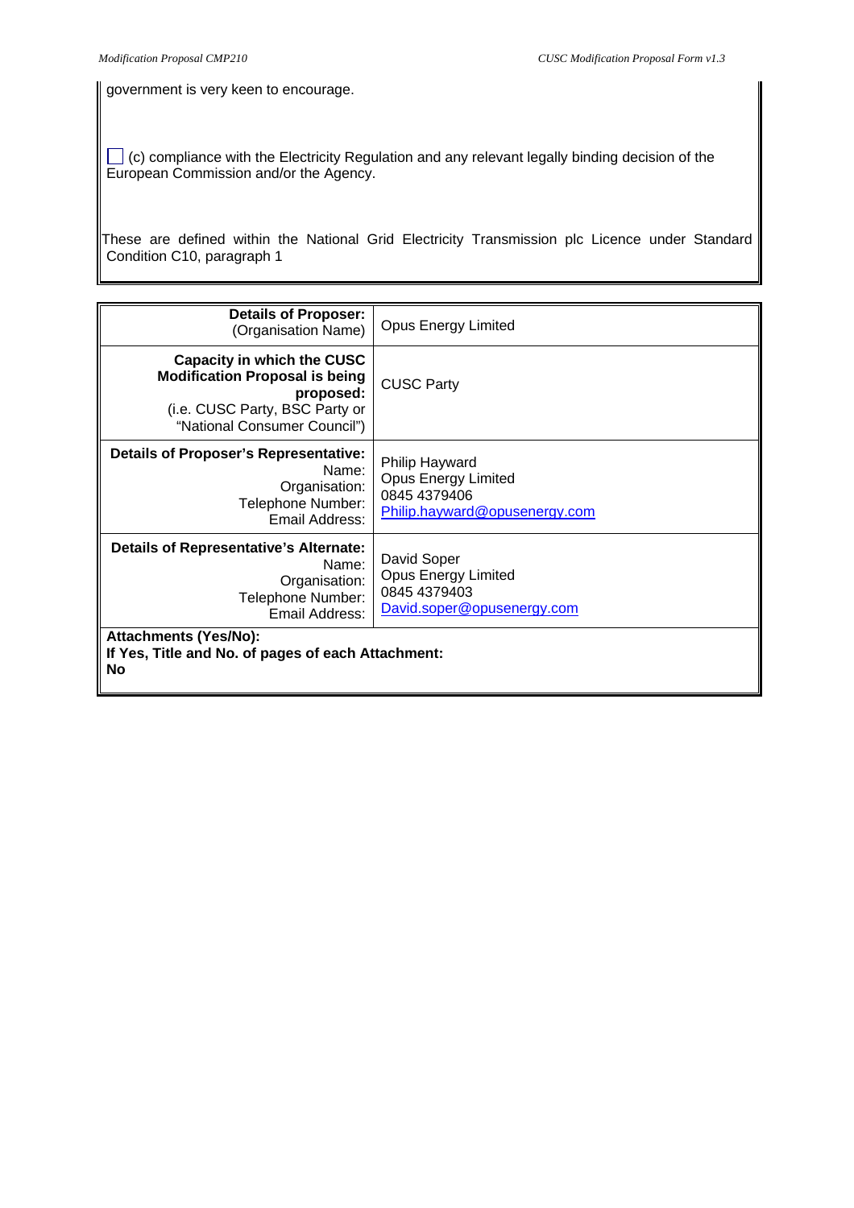government is very keen to encourage.

☐ (c) compliance with the Electricity Regulation and any relevant legally binding decision of the European Commission and/or the Agency.

These are defined within the National Grid Electricity Transmission plc Licence under Standard Condition C10, paragraph 1

| **Details of Proposer:** (Organisation Name) | Opus Energy Limited |
|---|---|
| **Capacity in which the CUSC Modification Proposal is being proposed:** (i.e. CUSC Party, BSC Party or "National Consumer Council") | CUSC Party |
| **Details of Proposer's Representative:** Name: Organisation: Telephone Number: Email Address: | Philip Hayward<br>Opus Energy Limited<br>0845 4379406<br>Philip.hayward@opusenergy.com |
| **Details of Representative's Alternate:** Name: Organisation: Telephone Number: Email Address: | David Soper<br>Opus Energy Limited<br>0845 4379403<br>David.soper@opusenergy.com |
| **Attachments (Yes/No):**<br>**If Yes, Title and No. of pages of each Attachment:**<br>**No** | |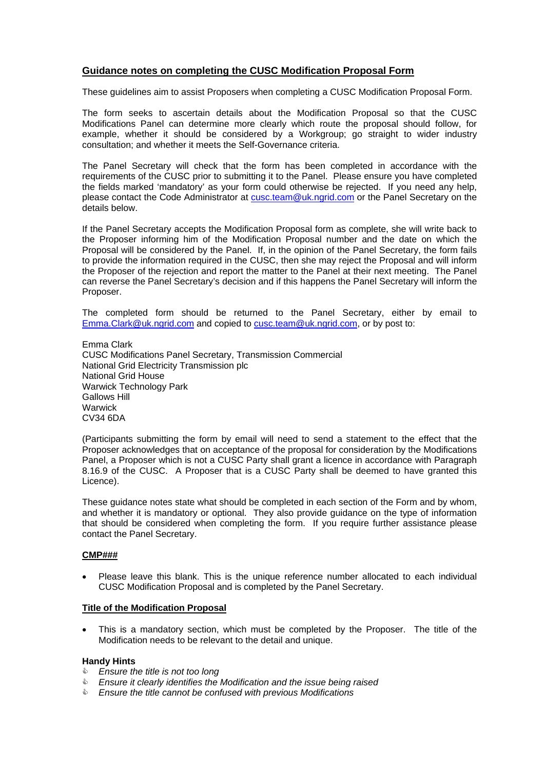## Guidance notes on completing the CUSC Modification Proposal Form

These guidelines aim to assist Proposers when completing a CUSC Modification Proposal Form.

The form seeks to ascertain details about the Modification Proposal so that the CUSC Modifications Panel can determine more clearly which route the proposal should follow, for example, whether it should be considered by a Workgroup; go straight to wider industry consultation; and whether it meets the Self-Governance criteria.

The Panel Secretary will check that the form has been completed in accordance with the requirements of the CUSC prior to submitting it to the Panel. Please ensure you have completed the fields marked 'mandatory' as your form could otherwise be rejected. If you need any help, please contact the Code Administrator at cusc.team@uk.ngrid.com or the Panel Secretary on the details below.

If the Panel Secretary accepts the Modification Proposal form as complete, she will write back to the Proposer informing him of the Modification Proposal number and the date on which the Proposal will be considered by the Panel. If, in the opinion of the Panel Secretary, the form fails to provide the information required in the CUSC, then she may reject the Proposal and will inform the Proposer of the rejection and report the matter to the Panel at their next meeting. The Panel can reverse the Panel Secretary's decision and if this happens the Panel Secretary will inform the Proposer.

The completed form should be returned to the Panel Secretary, either by email to Emma.Clark@uk.ngrid.com and copied to cusc.team@uk.ngrid.com, or by post to:

Emma Clark
CUSC Modifications Panel Secretary, Transmission Commercial
National Grid Electricity Transmission plc
National Grid House
Warwick Technology Park
Gallows Hill
Warwick
CV34 6DA

(Participants submitting the form by email will need to send a statement to the effect that the Proposer acknowledges that on acceptance of the proposal for consideration by the Modifications Panel, a Proposer which is not a CUSC Party shall grant a licence in accordance with Paragraph 8.16.9 of the CUSC. A Proposer that is a CUSC Party shall be deemed to have granted this Licence).

These guidance notes state what should be completed in each section of the Form and by whom, and whether it is mandatory or optional. They also provide guidance on the type of information that should be considered when completing the form. If you require further assistance please contact the Panel Secretary.

### CMP###

- Please leave this blank. This is the unique reference number allocated to each individual CUSC Modification Proposal and is completed by the Panel Secretary.

### Title of the Modification Proposal

- This is a mandatory section, which must be completed by the Proposer. The title of the Modification needs to be relevant to the detail and unique.

**Handy Hints**

- *Ensure the title is not too long*
- *Ensure it clearly identifies the Modification and the issue being raised*
- *Ensure the title cannot be confused with previous Modifications*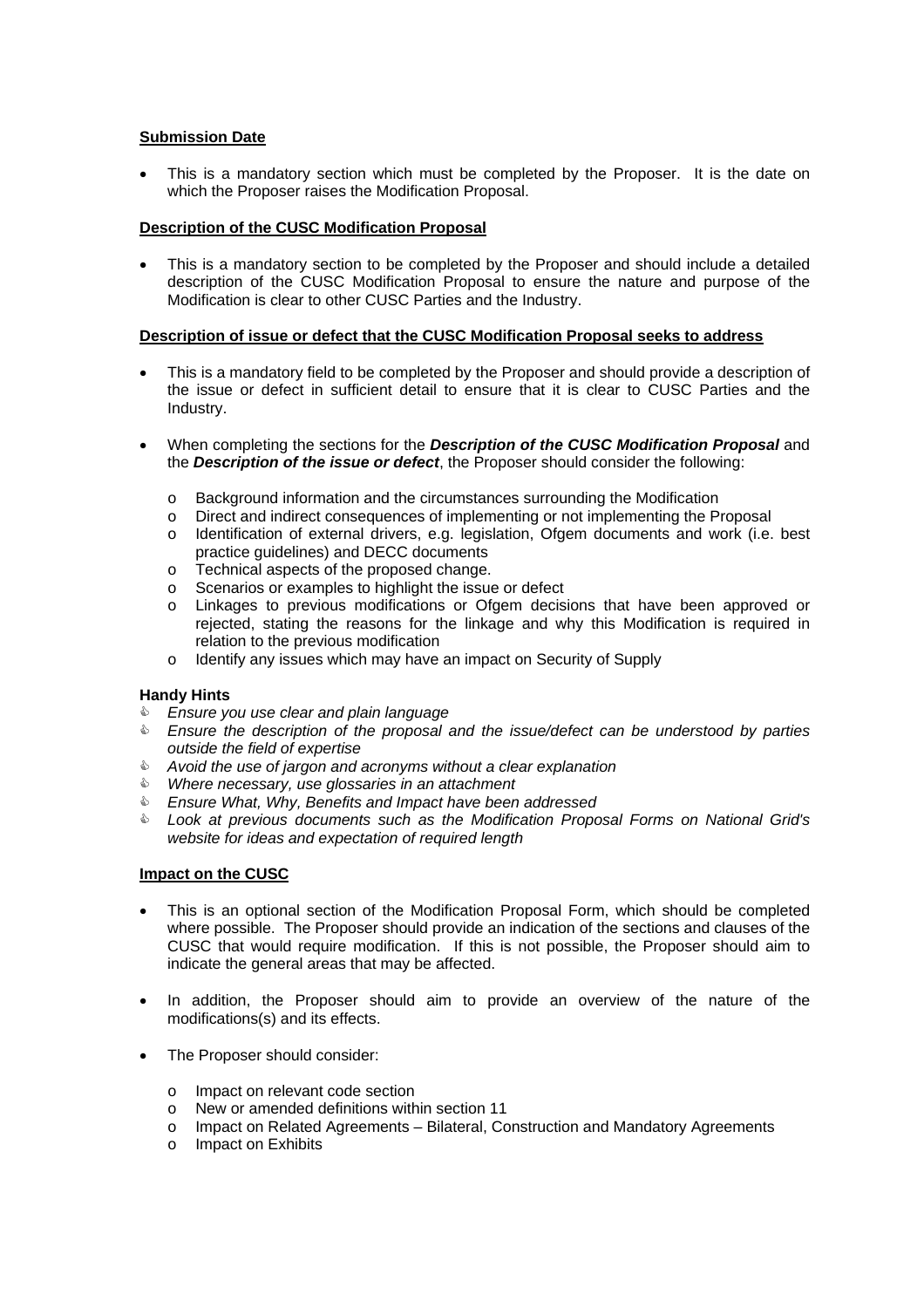**Submission Date**

- This is a mandatory section which must be completed by the Proposer. It is the date on which the Proposer raises the Modification Proposal.

**Description of the CUSC Modification Proposal**

- This is a mandatory section to be completed by the Proposer and should include a detailed description of the CUSC Modification Proposal to ensure the nature and purpose of the Modification is clear to other CUSC Parties and the Industry.

**Description of issue or defect that the CUSC Modification Proposal seeks to address**

- This is a mandatory field to be completed by the Proposer and should provide a description of the issue or defect in sufficient detail to ensure that it is clear to CUSC Parties and the Industry.

- When completing the sections for the ***Description of the CUSC Modification Proposal*** and the ***Description of the issue or defect***, the Proposer should consider the following:

    - Background information and the circumstances surrounding the Modification
    - Direct and indirect consequences of implementing or not implementing the Proposal
    - Identification of external drivers, e.g. legislation, Ofgem documents and work (i.e. best practice guidelines) and DECC documents
    - Technical aspects of the proposed change.
    - Scenarios or examples to highlight the issue or defect
    - Linkages to previous modifications or Ofgem decisions that have been approved or rejected, stating the reasons for the linkage and why this Modification is required in relation to the previous modification
    - Identify any issues which may have an impact on Security of Supply

**Handy Hints**

- *Ensure you use clear and plain language*
- *Ensure the description of the proposal and the issue/defect can be understood by parties outside the field of expertise*
- *Avoid the use of jargon and acronyms without a clear explanation*
- *Where necessary, use glossaries in an attachment*
- *Ensure What, Why, Benefits and Impact have been addressed*
- *Look at previous documents such as the Modification Proposal Forms on National Grid's website for ideas and expectation of required length*

**Impact on the CUSC**

- This is an optional section of the Modification Proposal Form, which should be completed where possible. The Proposer should provide an indication of the sections and clauses of the CUSC that would require modification. If this is not possible, the Proposer should aim to indicate the general areas that may be affected.

- In addition, the Proposer should aim to provide an overview of the nature of the modifications(s) and its effects.

- The Proposer should consider:

    - Impact on relevant code section
    - New or amended definitions within section 11
    - Impact on Related Agreements – Bilateral, Construction and Mandatory Agreements
    - Impact on Exhibits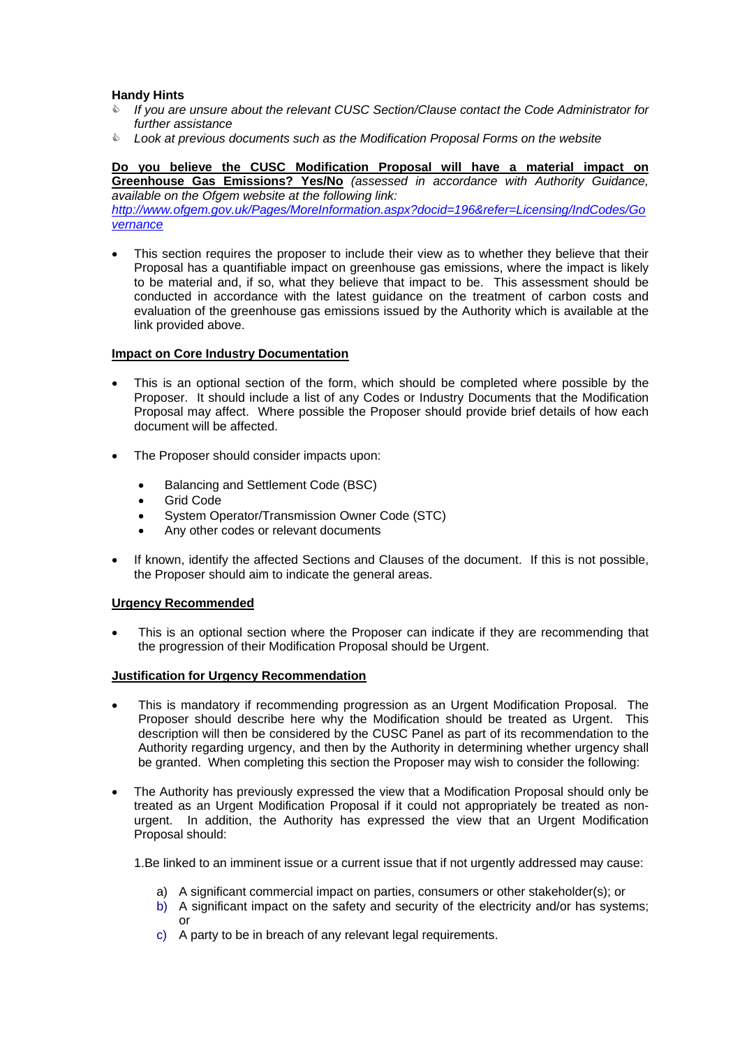**Handy Hints**

- *If you are unsure about the relevant CUSC Section/Clause contact the Code Administrator for further assistance*
- *Look at previous documents such as the Modification Proposal Forms on the website*

**Do you believe the CUSC Modification Proposal will have a material impact on Greenhouse Gas Emissions? Yes/No** *(assessed in accordance with Authority Guidance, available on the Ofgem website at the following link: [http://www.ofgem.gov.uk/Pages/MoreInformation.aspx?docid=196&refer=Licensing/IndCodes/Governance](http://www.ofgem.gov.uk/Pages/MoreInformation.aspx?docid=196&refer=Licensing/IndCodes/Governance)*

- This section requires the proposer to include their view as to whether they believe that their Proposal has a quantifiable impact on greenhouse gas emissions, where the impact is likely to be material and, if so, what they believe that impact to be. This assessment should be conducted in accordance with the latest guidance on the treatment of carbon costs and evaluation of the greenhouse gas emissions issued by the Authority which is available at the link provided above.

**Impact on Core Industry Documentation**

- This is an optional section of the form, which should be completed where possible by the Proposer. It should include a list of any Codes or Industry Documents that the Modification Proposal may affect. Where possible the Proposer should provide brief details of how each document will be affected.
- The Proposer should consider impacts upon:
  - Balancing and Settlement Code (BSC)
  - Grid Code
  - System Operator/Transmission Owner Code (STC)
  - Any other codes or relevant documents
- If known, identify the affected Sections and Clauses of the document. If this is not possible, the Proposer should aim to indicate the general areas.

**Urgency Recommended**

- This is an optional section where the Proposer can indicate if they are recommending that the progression of their Modification Proposal should be Urgent.

**Justification for Urgency Recommendation**

- This is mandatory if recommending progression as an Urgent Modification Proposal. The Proposer should describe here why the Modification should be treated as Urgent. This description will then be considered by the CUSC Panel as part of its recommendation to the Authority regarding urgency, and then by the Authority in determining whether urgency shall be granted. When completing this section the Proposer may wish to consider the following:
- The Authority has previously expressed the view that a Modification Proposal should only be treated as an Urgent Modification Proposal if it could not appropriately be treated as non-urgent. In addition, the Authority has expressed the view that an Urgent Modification Proposal should:

  1.Be linked to an imminent issue or a current issue that if not urgently addressed may cause:

  a) A significant commercial impact on parties, consumers or other stakeholder(s); or
  b) A significant impact on the safety and security of the electricity and/or has systems; or
  c) A party to be in breach of any relevant legal requirements.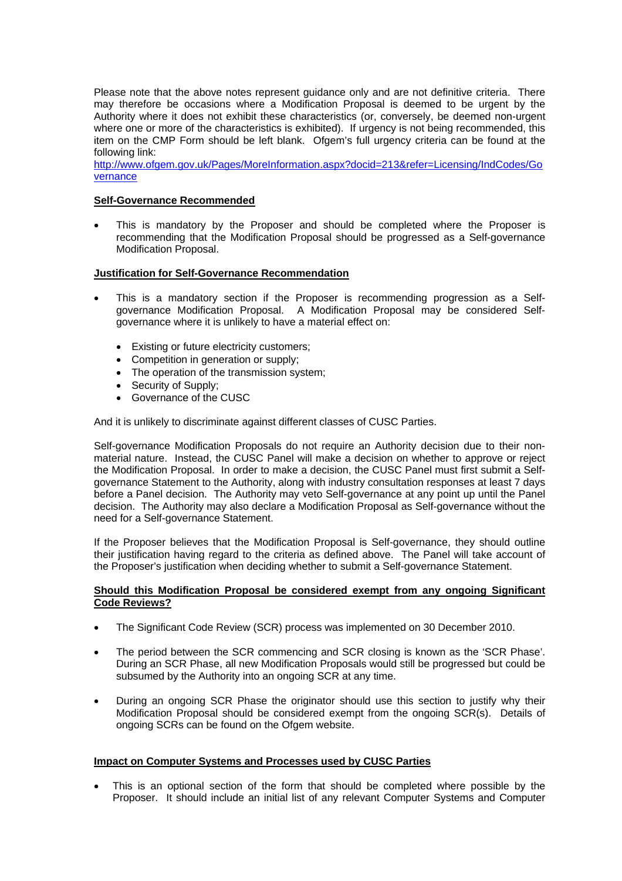Please note that the above notes represent guidance only and are not definitive criteria. There may therefore be occasions where a Modification Proposal is deemed to be urgent by the Authority where it does not exhibit these characteristics (or, conversely, be deemed non-urgent where one or more of the characteristics is exhibited). If urgency is not being recommended, this item on the CMP Form should be left blank. Ofgem's full urgency criteria can be found at the following link:
http://www.ofgem.gov.uk/Pages/MoreInformation.aspx?docid=213&refer=Licensing/IndCodes/Governance

**Self-Governance Recommended**

- This is mandatory by the Proposer and should be completed where the Proposer is recommending that the Modification Proposal should be progressed as a Self-governance Modification Proposal.

**Justification for Self-Governance Recommendation**

- This is a mandatory section if the Proposer is recommending progression as a Self-governance Modification Proposal. A Modification Proposal may be considered Self-governance where it is unlikely to have a material effect on:

  - Existing or future electricity customers;
  - Competition in generation or supply;
  - The operation of the transmission system;
  - Security of Supply;
  - Governance of the CUSC

And it is unlikely to discriminate against different classes of CUSC Parties.

Self-governance Modification Proposals do not require an Authority decision due to their non-material nature. Instead, the CUSC Panel will make a decision on whether to approve or reject the Modification Proposal. In order to make a decision, the CUSC Panel must first submit a Self-governance Statement to the Authority, along with industry consultation responses at least 7 days before a Panel decision. The Authority may veto Self-governance at any point up until the Panel decision. The Authority may also declare a Modification Proposal as Self-governance without the need for a Self-governance Statement.

If the Proposer believes that the Modification Proposal is Self-governance, they should outline their justification having regard to the criteria as defined above. The Panel will take account of the Proposer's justification when deciding whether to submit a Self-governance Statement.

**Should this Modification Proposal be considered exempt from any ongoing Significant Code Reviews?**

- The Significant Code Review (SCR) process was implemented on 30 December 2010.

- The period between the SCR commencing and SCR closing is known as the 'SCR Phase'. During an SCR Phase, all new Modification Proposals would still be progressed but could be subsumed by the Authority into an ongoing SCR at any time.

- During an ongoing SCR Phase the originator should use this section to justify why their Modification Proposal should be considered exempt from the ongoing SCR(s). Details of ongoing SCRs can be found on the Ofgem website.

**Impact on Computer Systems and Processes used by CUSC Parties**

- This is an optional section of the form that should be completed where possible by the Proposer. It should include an initial list of any relevant Computer Systems and Computer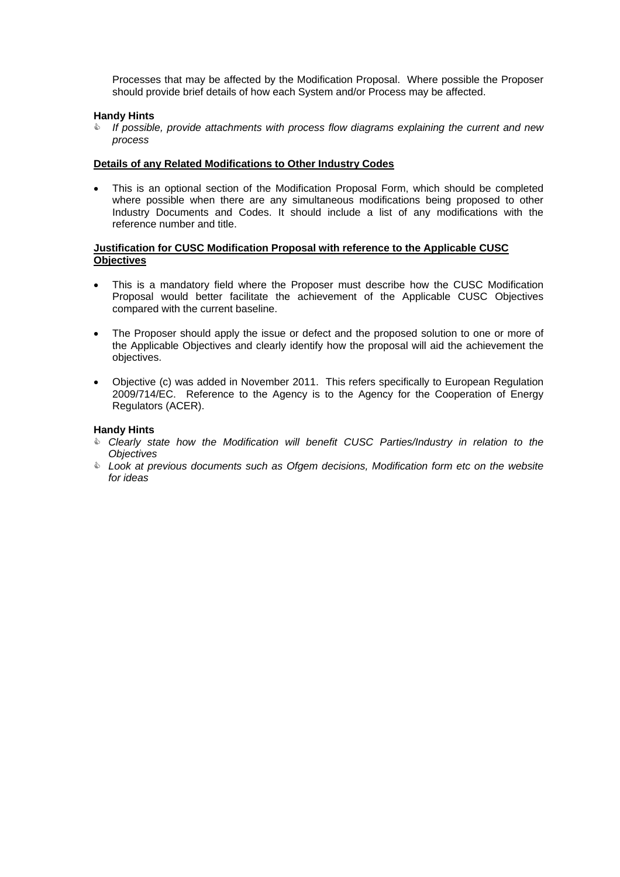Processes that may be affected by the Modification Proposal. Where possible the Proposer should provide brief details of how each System and/or Process may be affected.

**Handy Hints**

- *If possible, provide attachments with process flow diagrams explaining the current and new process*

**Details of any Related Modifications to Other Industry Codes**

- This is an optional section of the Modification Proposal Form, which should be completed where possible when there are any simultaneous modifications being proposed to other Industry Documents and Codes. It should include a list of any modifications with the reference number and title.

**Justification for CUSC Modification Proposal with reference to the Applicable CUSC Objectives**

- This is a mandatory field where the Proposer must describe how the CUSC Modification Proposal would better facilitate the achievement of the Applicable CUSC Objectives compared with the current baseline.
- The Proposer should apply the issue or defect and the proposed solution to one or more of the Applicable Objectives and clearly identify how the proposal will aid the achievement the objectives.
- Objective (c) was added in November 2011. This refers specifically to European Regulation 2009/714/EC. Reference to the Agency is to the Agency for the Cooperation of Energy Regulators (ACER).

**Handy Hints**

- *Clearly state how the Modification will benefit CUSC Parties/Industry in relation to the Objectives*
- *Look at previous documents such as Ofgem decisions, Modification form etc on the website for ideas*